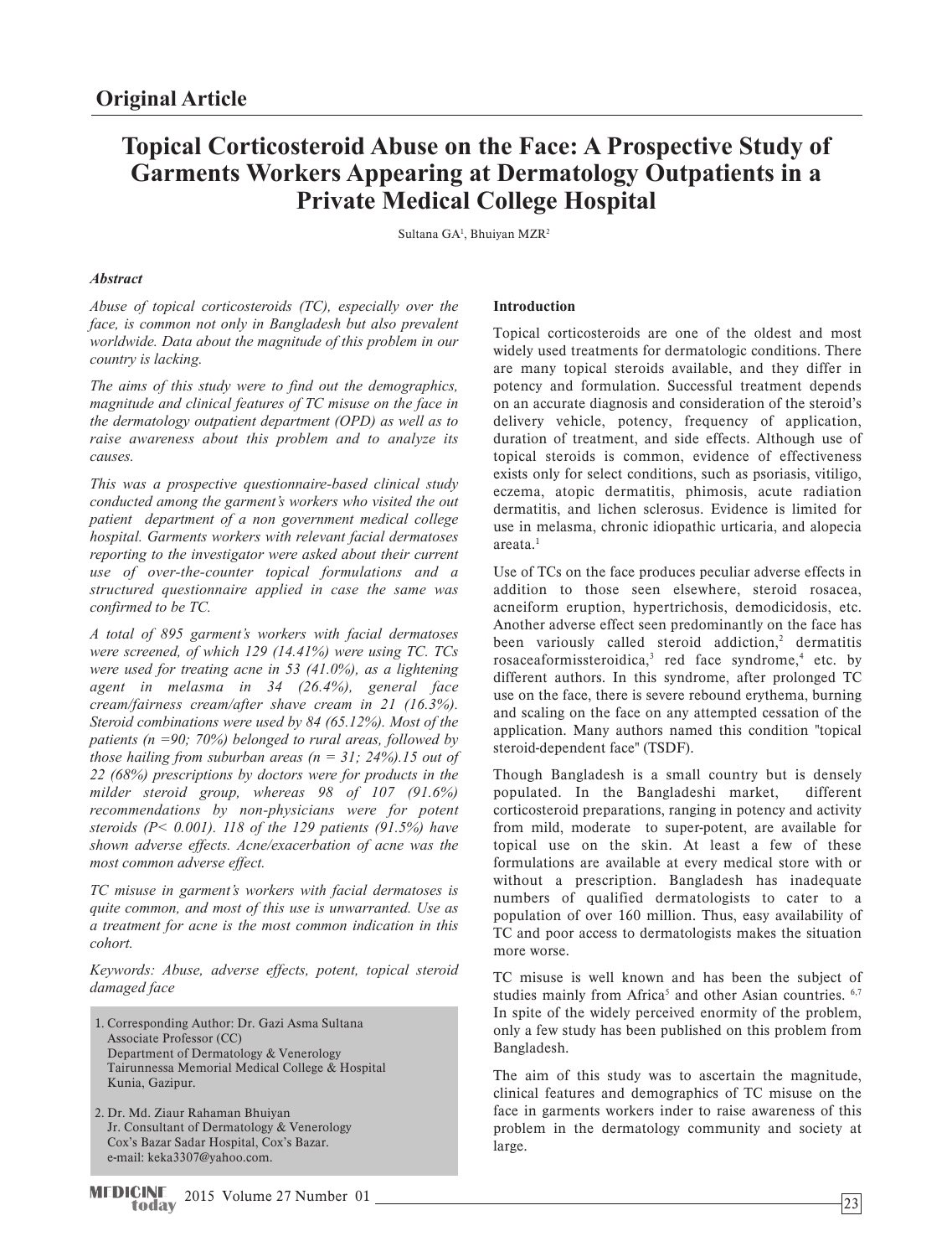## Original Article

# Topical Corticosteroid Abuse on the Face: A Prospective Study of Garments Workers Appearing at Dermatology Outpatients in a Private Medical College Hospital

Sultana GA[1], Bhuiyan MZR[2]

### *Abstract*

*Abuse of topical corticosteroids (TC), especially over the face, is common not only in Bangladesh but also prevalent worldwide. Data about the magnitude of this problem in our country is lacking.*

*The aims of this study were to find out the demographics, magnitude and clinical features of TC misuse on the face in the dermatology outpatient department (OPD) as well as to raise awareness about this problem and to analyze its causes.*

*This was a prospective questionnaire-based clinical study conducted among the garment's workers who visited the out patient department of a non government medical college hospital. Garments workers with relevant facial dermatoses reporting to the investigator were asked about their current use of over-the-counter topical formulations and a structured questionnaire applied in case the same was confirmed to be TC.*

*A total of 895 garment's workers with facial dermatoses were screened, of which 129 (14.41%) were using TC. TCs were used for treating acne in 53 (41.0%), as a lightening agent in melasma in 34 (26.4%), general face cream/fairness cream/after shave cream in 21 (16.3%). Steroid combinations were used by 84 (65.12%). Most of the patients (n =90; 70%) belonged to rural areas, followed by those hailing from suburban areas (n = 31; 24%).15 out of 22 (68%) prescriptions by doctors were for products in the milder steroid group, whereas 98 of 107 (91.6%) recommendations by non-physicians were for potent steroids (P< 0.001). 118 of the 129 patients (91.5%) have shown adverse effects. Acne/exacerbation of acne was the most common adverse effect.*

*TC misuse in garment's workers with facial dermatoses is quite common, and most of this use is unwarranted. Use as a treatment for acne is the most common indication in this cohort.*

*Keywords: Abuse, adverse effects, potent, topical steroid damaged face*

1. Corresponding Author: Dr. Gazi Asma Sultana
   Associate Professor (CC)
   Department of Dermatology & Venerology
   Tairunnessa Memorial Medical College & Hospital
   Kunia, Gazipur.

2. Dr. Md. Ziaur Rahaman Bhuiyan
   Jr. Consultant of Dermatology & Venerology
   Cox's Bazar Sadar Hospital, Cox's Bazar.
   e-mail: keka3307@yahoo.com.

### Introduction

Topical corticosteroids are one of the oldest and most widely used treatments for dermatologic conditions. There are many topical steroids available, and they differ in potency and formulation. Successful treatment depends on an accurate diagnosis and consideration of the steroid's delivery vehicle, potency, frequency of application, duration of treatment, and side effects. Although use of topical steroids is common, evidence of effectiveness exists only for select conditions, such as psoriasis, vitiligo, eczema, atopic dermatitis, phimosis, acute radiation dermatitis, and lichen sclerosus. Evidence is limited for use in melasma, chronic idiopathic urticaria, and alopecia areata.[1]

Use of TCs on the face produces peculiar adverse effects in addition to those seen elsewhere, steroid rosacea, acneiform eruption, hypertrichosis, demodicidosis, etc. Another adverse effect seen predominantly on the face has been variously called steroid addiction,[2] dermatitis rosaceaformissteroidica,[3] red face syndrome,[4] etc. by different authors. In this syndrome, after prolonged TC use on the face, there is severe rebound erythema, burning and scaling on the face on any attempted cessation of the application. Many authors named this condition "topical steroid-dependent face" (TSDF).

Though Bangladesh is a small country but is densely populated. In the Bangladeshi market, different corticosteroid preparations, ranging in potency and activity from mild, moderate to super-potent, are available for topical use on the skin. At least a few of these formulations are available at every medical store with or without a prescription. Bangladesh has inadequate numbers of qualified dermatologists to cater to a population of over 160 million. Thus, easy availability of TC and poor access to dermatologists makes the situation more worse.

TC misuse is well known and has been the subject of studies mainly from Africa[5] and other Asian countries.[6,7] In spite of the widely perceived enormity of the problem, only a few study has been published on this problem from Bangladesh.

The aim of this study was to ascertain the magnitude, clinical features and demographics of TC misuse on the face in garments workers inder to raise awareness of this problem in the dermatology community and society at large.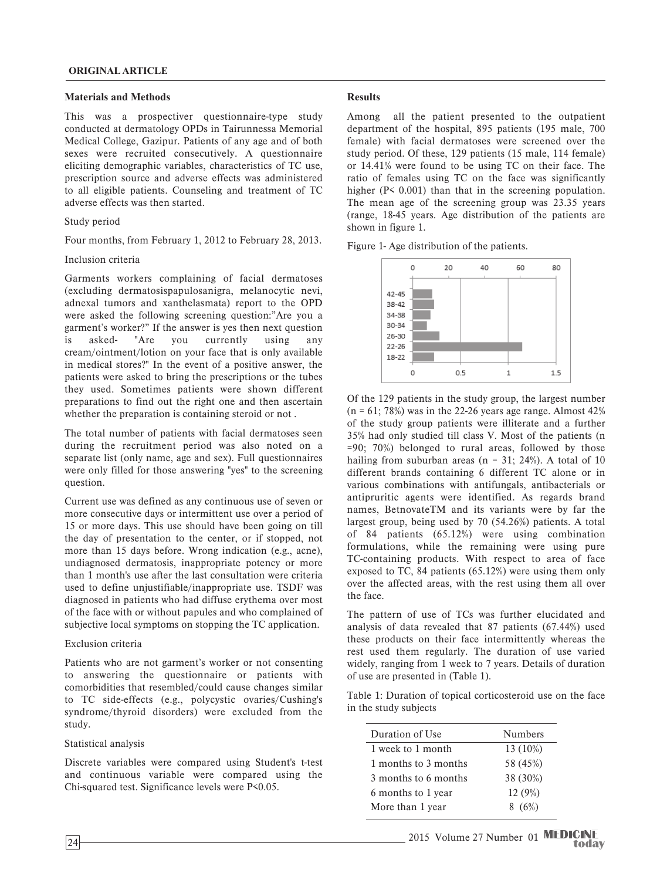**ORIGINAL ARTICLE**

### Materials and Methods

This was a prospectiver questionnaire-type study conducted at dermatology OPDs in Tairunnessa Memorial Medical College, Gazipur. Patients of any age and of both sexes were recruited consecutively. A questionnaire eliciting demographic variables, characteristics of TC use, prescription source and adverse effects was administered to all eligible patients. Counseling and treatment of TC adverse effects was then started.

Study period

Four months, from February 1, 2012 to February 28, 2013.

Inclusion criteria

Garments workers complaining of facial dermatoses (excluding dermatosispapulosanigra, melanocytic nevi, adnexal tumors and xanthelasmata) report to the OPD were asked the following screening question:"Are you a garment's worker?" If the answer is yes then next question is asked- "Are you currently using any cream/ointment/lotion on your face that is only available in medical stores?" In the event of a positive answer, the patients were asked to bring the prescriptions or the tubes they used. Sometimes patients were shown different preparations to find out the right one and then ascertain whether the preparation is containing steroid or not .

The total number of patients with facial dermatoses seen during the recruitment period was also noted on a separate list (only name, age and sex). Full questionnaires were only filled for those answering "yes" to the screening question.

Current use was defined as any continuous use of seven or more consecutive days or intermittent use over a period of 15 or more days. This use should have been going on till the day of presentation to the center, or if stopped, not more than 15 days before. Wrong indication (e.g., acne), undiagnosed dermatosis, inappropriate potency or more than 1 month's use after the last consultation were criteria used to define unjustifiable/inappropriate use. TSDF was diagnosed in patients who had diffuse erythema over most of the face with or without papules and who complained of subjective local symptoms on stopping the TC application.

Exclusion criteria

Patients who are not garment's worker or not consenting to answering the questionnaire or patients with comorbidities that resembled/could cause changes similar to TC side-effects (e.g., polycystic ovaries/Cushing's syndrome/thyroid disorders) were excluded from the study.

Statistical analysis

Discrete variables were compared using Student's t-test and continuous variable were compared using the Chi-squared test. Significance levels were $P<0.05$.

### Results

Among all the patient presented to the outpatient department of the hospital, 895 patients (195 male, 700 female) with facial dermatoses were screened over the study period. Of these, 129 patients (15 male, 114 female) or 14.41% were found to be using TC on their face. The ratio of females using TC on the face was significantly higher ($P< 0.001$) than that in the screening population. The mean age of the screening group was 23.35 years (range, 18-45 years. Age distribution of the patients are shown in figure 1.

Figure 1- Age distribution of the patients.

Of the 129 patients in the study group, the largest number (n = 61; 78%) was in the 22-26 years age range. Almost 42% of the study group patients were illiterate and a further 35% had only studied till class V. Most of the patients (n =90; 70%) belonged to rural areas, followed by those hailing from suburban areas (n = 31; 24%). A total of 10 different brands containing 6 different TC alone or in various combinations with antifungals, antibacterials or antipruritic agents were identified. As regards brand names, BetnovateTM and its variants were by far the largest group, being used by 70 (54.26%) patients. A total of 84 patients (65.12%) were using combination formulations, while the remaining were using pure TC-containing products. With respect to area of face exposed to TC, 84 patients (65.12%) were using them only over the affected areas, with the rest using them all over the face.

The pattern of use of TCs was further elucidated and analysis of data revealed that 87 patients (67.44%) used these products on their face intermittently whereas the rest used them regularly. The duration of use varied widely, ranging from 1 week to 7 years. Details of duration of use are presented in (Table 1).

Table 1: Duration of topical corticosteroid use on the face in the study subjects

| Duration of Use | Numbers |
|---|---|
| 1 week to 1 month | 13 (10%) |
| 1 months to 3 months | 58 (45%) |
| 3 months to 6 months | 38 (30%) |
| 6 months to 1 year | 12 (9%) |
| More than 1 year | 8 (6%) |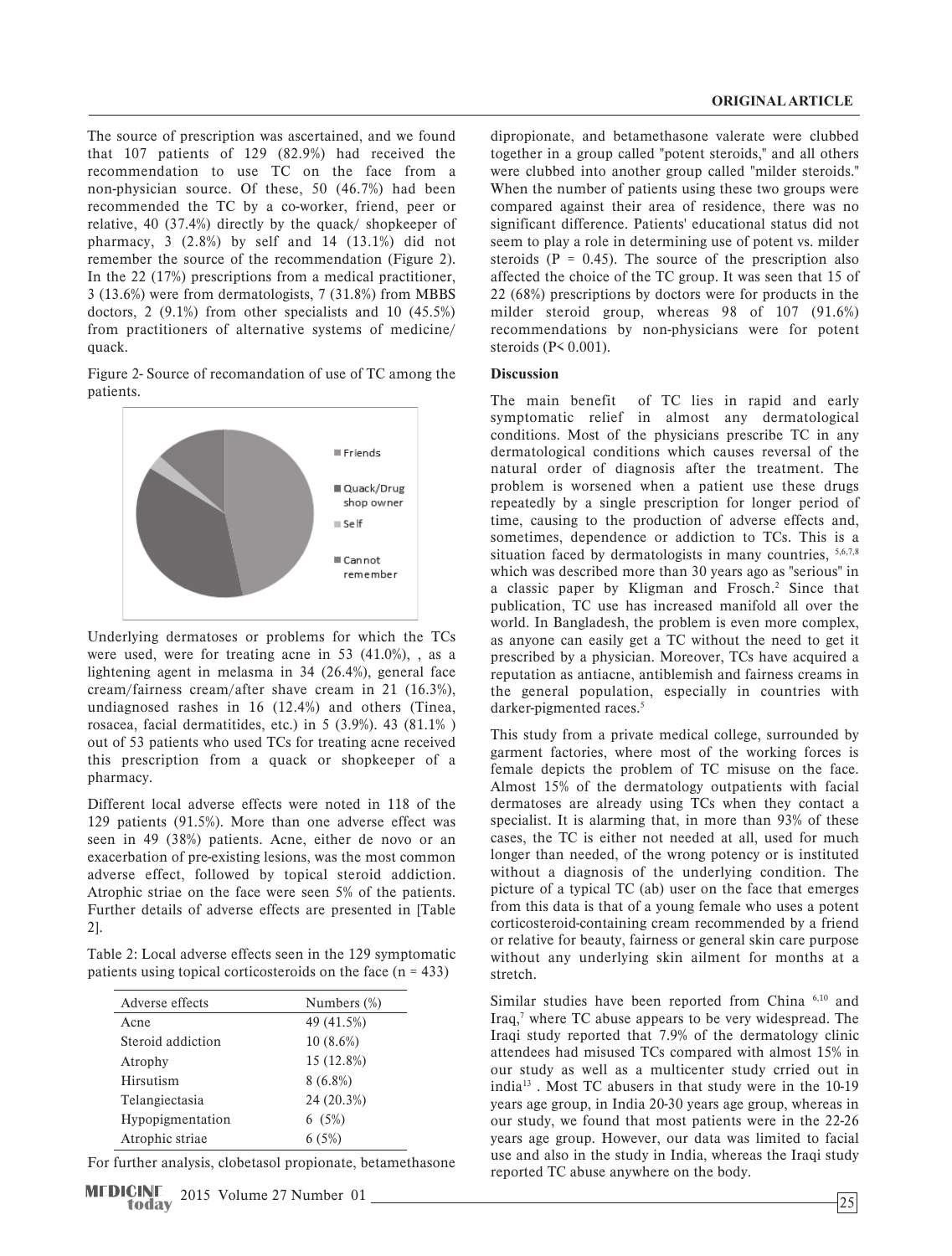The source of prescription was ascertained, and we found that 107 patients of 129 (82.9%) had received the recommendation to use TC on the face from a non-physician source. Of these, 50 (46.7%) had been recommended the TC by a co-worker, friend, peer or relative, 40 (37.4%) directly by the quack/ shopkeeper of pharmacy, 3 (2.8%) by self and 14 (13.1%) did not remember the source of the recommendation (Figure 2). In the 22 (17%) prescriptions from a medical practitioner, 3 (13.6%) were from dermatologists, 7 (31.8%) from MBBS doctors, 2 (9.1%) from other specialists and 10 (45.5%) from practitioners of alternative systems of medicine/ quack.

Figure 2- Source of recomandation of use of TC among the patients.

Underlying dermatoses or problems for which the TCs were used, were for treating acne in 53 (41.0%), , as a lightening agent in melasma in 34 (26.4%), general face cream/fairness cream/after shave cream in 21 (16.3%), undiagnosed rashes in 16 (12.4%) and others (Tinea, rosacea, facial dermatitides, etc.) in 5 (3.9%). 43 (81.1% ) out of 53 patients who used TCs for treating acne received this prescription from a quack or shopkeeper of a pharmacy.

Different local adverse effects were noted in 118 of the 129 patients (91.5%). More than one adverse effect was seen in 49 (38%) patients. Acne, either de novo or an exacerbation of pre-existing lesions, was the most common adverse effect, followed by topical steroid addiction. Atrophic striae on the face were seen 5% of the patients. Further details of adverse effects are presented in [Table 2].

Table 2: Local adverse effects seen in the 129 symptomatic patients using topical corticosteroids on the face (n = 433)

| Adverse effects | Numbers (%) |
|---|---|
| Acne | 49 (41.5%) |
| Steroid addiction | 10 (8.6%) |
| Atrophy | 15 (12.8%) |
| Hirsutism | 8 (6.8%) |
| Telangiectasia | 24 (20.3%) |
| Hypopigmentation | 6 (5%) |
| Atrophic striae | 6 (5%) |

For further analysis, clobetasol propionate, betamethasone dipropionate, and betamethasone valerate were clubbed together in a group called "potent steroids," and all others were clubbed into another group called "milder steroids." When the number of patients using these two groups were compared against their area of residence, there was no significant difference. Patients' educational status did not seem to play a role in determining use of potent vs. milder steroids ($P = 0.45$). The source of the prescription also affected the choice of the TC group. It was seen that 15 of 22 (68%) prescriptions by doctors were for products in the milder steroid group, whereas 98 of 107 (91.6%) recommendations by non-physicians were for potent steroids ($P < 0.001$).

## Discussion

The main benefit of TC lies in rapid and early symptomatic relief in almost any dermatological conditions. Most of the physicians prescribe TC in any dermatological conditions which causes reversal of the natural order of diagnosis after the treatment. The problem is worsened when a patient use these drugs repeatedly by a single prescription for longer period of time, causing to the production of adverse effects and, sometimes, dependence or addiction to TCs. This is a situation faced by dermatologists in many countries, [5,6,7,8] which was described more than 30 years ago as "serious" in a classic paper by Kligman and Frosch.[2] Since that publication, TC use has increased manifold all over the world. In Bangladesh, the problem is even more complex, as anyone can easily get a TC without the need to get it prescribed by a physician. Moreover, TCs have acquired a reputation as antiacne, antiblemish and fairness creams in the general population, especially in countries with darker-pigmented races.[5]

This study from a private medical college, surrounded by garment factories, where most of the working forces is female depicts the problem of TC misuse on the face. Almost 15% of the dermatology outpatients with facial dermatoses are already using TCs when they contact a specialist. It is alarming that, in more than 93% of these cases, the TC is either not needed at all, used for much longer than needed, of the wrong potency or is instituted without a diagnosis of the underlying condition. The picture of a typical TC (ab) user on the face that emerges from this data is that of a young female who uses a potent corticosteroid-containing cream recommended by a friend or relative for beauty, fairness or general skin care purpose without any underlying skin ailment for months at a stretch.

Similar studies have been reported from China [6,10] and Iraq,[7] where TC abuse appears to be very widespread. The Iraqi study reported that 7.9% of the dermatology clinic attendees had misused TCs compared with almost 15% in our study as well as a multicenter study crried out in india[13] . Most TC abusers in that study were in the 10-19 years age group, in India 20-30 years age group, whereas in our study, we found that most patients were in the 22-26 years age group. However, our data was limited to facial use and also in the study in India, whereas the Iraqi study reported TC abuse anywhere on the body.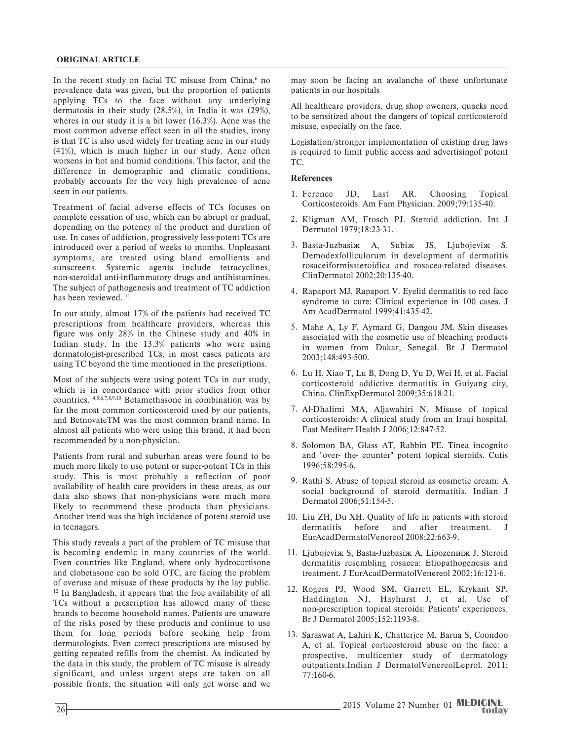In the recent study on facial TC misuse from China,[6] no prevalence data was given, but the proportion of patients applying TCs to the face without any underlying dermatosis in their study (28.5%), in India it was (29%), wheres in our study it is a bit lower (16.3%). Acne was the most common adverse effect seen in all the studies, irony is that TC is also used widely for treating acne in our study (41%), which is much higher in our study. Acne often worsens in hot and humid conditions. This factor, and the difference in demographic and climatic conditions, probably accounts for the very high prevalence of acne seen in our patients.

Treatment of facial adverse effects of TCs focuses on complete cessation of use, which can be abrupt or gradual, depending on the potency of the product and duration of use. In cases of addiction, progressively less-potent TCs are introduced over a period of weeks to months. Unpleasant symptoms, are treated using bland emollients and sunscreens. Systemic agents include tetracyclines, non-steroidal anti-inflammatory drugs and antihistamines. The subject of pathogenesis and treatment of TC addiction has been reviewed.[11]

In our study, almost 17% of the patients had received TC prescriptions from healthcare providers, whereas this figure was only 28% in the Chinese study and 40% in Indian study. In the 13.3% patients who were using dermatologist-prescribed TCs, in most cases patients are using TC beyond the time mentioned in the prescriptions.

Most of the subjects were using potent TCs in our study, which is in concordance with prior studies from other countries.[4,5,6,7,8,9,10] Betamethasone in combination was by far the most common corticosteroid used by our patients, and BetnovateTM was the most common brand name. In almost all patients who were using this brand, it had been recommended by a non-physician.

Patients from rural and suburban areas were found to be much more likely to use potent or super-potent TCs in this study. This is most probably a reflection of poor availability of health care providers in these areas, as our data also shows that non-physicians were much more likely to recommend these products than physicians. Another trend was the high incidence of potent steroid use in teenagers.

This study reveals a part of the problem of TC misuse that is becoming endemic in many countries of the world. Even countries like England, where only hydrocortisone and clobetasone can be sold OTC, are facing the problem of overuse and misuse of these products by the lay public.[12] In Bangladesh, it appears that the free availability of all TCs without a prescription has allowed many of these brands to become household names. Patients are unaware of the risks posed by these products and continue to use them for long periods before seeking help from dermatologists. Even correct prescriptions are misused by getting repeated refills from the chemist. As indicated by the data in this study, the problem of TC misuse is already significant, and unless urgent steps are taken on all possible fronts, the situation will only get worse and we may soon be facing an avalanche of these unfortunate patients in our hospitals

All healthcare providers, drug shop oweners, quacks need to be sensitized about the dangers of topical corticosteroid misuse, especially on the face.

Legislation/stronger implementation of existing drug laws is required to limit public access and advertisingof potent TC.

**References**

1. Ference JD, Last AR. Choosing Topical Corticosteroids. Am Fam Physician. 2009;79:135-40.
2. Kligman AM, Frosch PJ. Steroid addiction. Int J Dermatol 1979;18:23-31.
3. Basta-Juzbasiж A, Subiж JS, Ljubojeviж S. Demodexfolliculorum in development of dermatitis rosaceiformissteroidica and rosacea-related diseases. ClinDermatol 2002;20:135-40.
4. Rapaport MJ, Rapaport V. Eyelid dermatitis to red face syndrome to cure: Clinical experience in 100 cases. J Am AcadDermatol 1999;41:435-42.
5. Mahe A, Ly F, Aymard G, Dangou JM. Skin diseases associated with the cosmetic use of bleaching products in women from Dakar, Senegal. Br J Dermatol 2003;148:493-500.
6. Lu H, Xiao T, Lu B, Dong D, Yu D, Wei H, et al. Facial corticosteroid addictive dermatitis in Guiyang city, China. ClinExpDermatol 2009;35:618-21.
7. Al-Dhalimi MA, Aljawahiri N. Misuse of topical corticosteroids: A clinical study from an Iraqi hospital. East Mediterr Health J 2006;12:847-52.
8. Solomon BA, Glass AT, Rabbin PE. Tinea incognito and "over- the- counter" potent topical steroids. Cutis 1996;58:295-6.
9. Rathi S. Abuse of topical steroid as cosmetic cream: A social background of steroid dermatitis. Indian J Dermatol 2006;51:154-5.
10. Liu ZH, Du XH. Quality of life in patients with steroid dermatitis before and after treatment. J EurAcadDermatolVenereol 2008;22:663-9.
11. Ljubojeviж S, Basta-Juzbasiж A, Lipozenиж J. Steroid dermatitis resembling rosacea: Etiopathogenesis and treatment. J EurAcadDermatolVenereol 2002;16:121-6.
12. Rogers PJ, Wood SM, Garrett EL, Krykant SP, Haddington NJ, Hayhurst J, et al. Use of non-prescription topical steroids: Patients' experiences. Br J Dermatol 2005;152:1193-8.
13. Saraswat A, Lahiri K, Chatterjee M, Barua S, Coondoo A, et al. Topical corticosteroid abuse on the face: a prospective, multicenter study of dermatology outpatients.Indian J DermatolVenereolLeprol. 2011; 77:160-6.